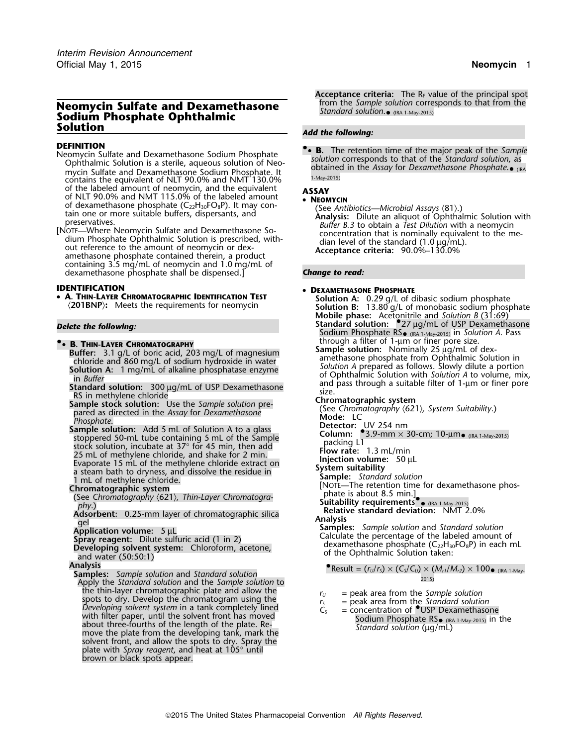# Neomycin Sulfate and Dexamethasone Sodium Phosphate Ophthalmic Solution

## DEFINITION

Neomycin Sulfate and Dexamethasone Sodium Phosphate Ophthalmic Solution is a sterile, aqueous solution of Neomycin Sulfate and Dexamethasone Sodium Phosphate. It contains the equivalent of NLT 90.0% and NMT 130.0% of the labeled amount of neomycin, and the equivalent of NLT 90.0% and NMT 115.0% of the labeled amount of dexamethasone phosphate ($C_{22}H_{30}FO_8P$). It may contain one or more suitable buffers, dispersants, and preservatives.

[NOTE—Where Neomycin Sulfate and Dexamethasone Sodium Phosphate Ophthalmic Solution is prescribed, without reference to the amount of neomycin or dexamethasone phosphate contained therein, a product containing 3.5 mg/mL of neomycin and 1.0 mg/mL of dexamethasone phosphate shall be dispensed.]

## IDENTIFICATION

- **A. THIN-LAYER CHROMATOGRAPHIC IDENTIFICATION TEST ⟨201BNP⟩:** Meets the requirements for neomycin

*Delete the following:*

- •**B. THIN-LAYER CHROMATOGRAPHY**

**Buffer:** 3.1 g/L of boric acid, 203 mg/L of magnesium chloride and 860 mg/L of sodium hydroxide in water

**Solution A:** 1 mg/mL of alkaline phosphatase enzyme in *Buffer*

**Standard solution:** 300 µg/mL of USP Dexamethasone RS in methylene chloride

**Sample stock solution:** Use the *Sample solution* prepared as directed in the *Assay* for *Dexamethasone Phosphate.*

**Sample solution:** Add 5 mL of Solution A to a glass stoppered 50-mL tube containing 5 mL of the Sample stock solution, incubate at 37° for 45 min, then add 25 mL of methylene chloride, and shake for 2 min. Evaporate 15 mL of the methylene chloride extract on a steam bath to dryness, and dissolve the residue in 1 mL of methylene chloride.

**Chromatographic system**

(See *Chromatography* ⟨621⟩, *Thin-Layer Chromatography.*)

**Adsorbent:** 0.25-mm layer of chromatographic silica gel

**Application volume:** 5 µL

**Spray reagent:** Dilute sulfuric acid (1 in 2)

**Developing solvent system:** Chloroform, acetone, and water (50:50:1)

**Analysis**

**Samples:** *Sample solution* and *Standard solution*

Apply the *Standard solution* and the *Sample solution* to the thin-layer chromatographic plate and allow the spots to dry. Develop the chromatogram using the *Developing solvent system* in a tank completely lined with filter paper, until the solvent front has moved about three-fourths of the length of the plate. Remove the plate from the developing tank, mark the solvent front, and allow the spots to dry. Spray the plate with *Spray reagent*, and heat at 105° until brown or black spots appear.

**Acceptance criteria:** The $R_F$ value of the principal spot from the *Sample solution* corresponds to that from the *Standard solution*.• (IRA 1-May-2015)

*Add the following:*

- •**B.** The retention time of the major peak of the *Sample solution* corresponds to that of the *Standard solution*, as obtained in the *Assay* for *Dexamethasone Phosphate.*• (IRA 1-May-2015)

## ASSAY

- **NEOMYCIN**

(See *Antibiotics—Microbial Assays* ⟨81⟩.)

**Analysis:** Dilute an aliquot of Ophthalmic Solution with *Buffer B.3* to obtain a *Test Dilution* with a neomycin concentration that is nominally equivalent to the median level of the standard (1.0 µg/mL).

**Acceptance criteria:** 90.0%–130.0%

*Change to read:*

- **DEXAMETHASONE PHOSPHATE**

**Solution A:** 0.29 g/L of dibasic sodium phosphate

**Solution B:** 13.80 g/L of monobasic sodium phosphate

**Mobile phase:** Acetonitrile and *Solution B* (31:69)

**Standard solution:** •27 µg/mL of USP Dexamethasone Sodium Phosphate RS• (IRA 1-May-2015) in *Solution A*. Pass through a filter of 1-µm or finer pore size.

**Sample solution:** Nominally 25 µg/mL of dexamethasone phosphate from Ophthalmic Solution in *Solution A* prepared as follows. Slowly dilute a portion of Ophthalmic Solution with *Solution A* to volume, mix, and pass through a suitable filter of 1-µm or finer pore size.

**Chromatographic system**

(See *Chromatography* ⟨621⟩, *System Suitability.*)

**Mode:** LC

**Detector:** UV 254 nm

**Column:** •3.9-mm × 30-cm; 10-µm• (IRA 1-May-2015) packing L1

**Flow rate:** 1.3 mL/min

**Injection volume:** 50 µL

**System suitability**

**Sample:** *Standard solution*

[NOTE—The retention time for dexamethasone phosphate is about 8.5 min.]

**Suitability requirements**• (IRA 1-May-2015)

**Relative standard deviation:** NMT 2.0%

**Analysis**

**Samples:** *Sample solution* and *Standard solution*

Calculate the percentage of the labeled amount of dexamethasone phosphate ($C_{22}H_{30}FO_8P$) in each mL of the Ophthalmic Solution taken:

$$\bullet\text{Result} = (r_U/r_S) \times (C_S/C_U) \times (M_{r1}/M_{r2}) \times 100\bullet \text{ (IRA 1-May-2015)}$$

$r_U$ = peak area from the *Sample solution*

$r_S$ = peak area from the *Standard solution*

$C_S$ = concentration of •USP Dexamethasone Sodium Phosphate RS• (IRA 1-May-2015) in the *Standard solution* (µg/mL)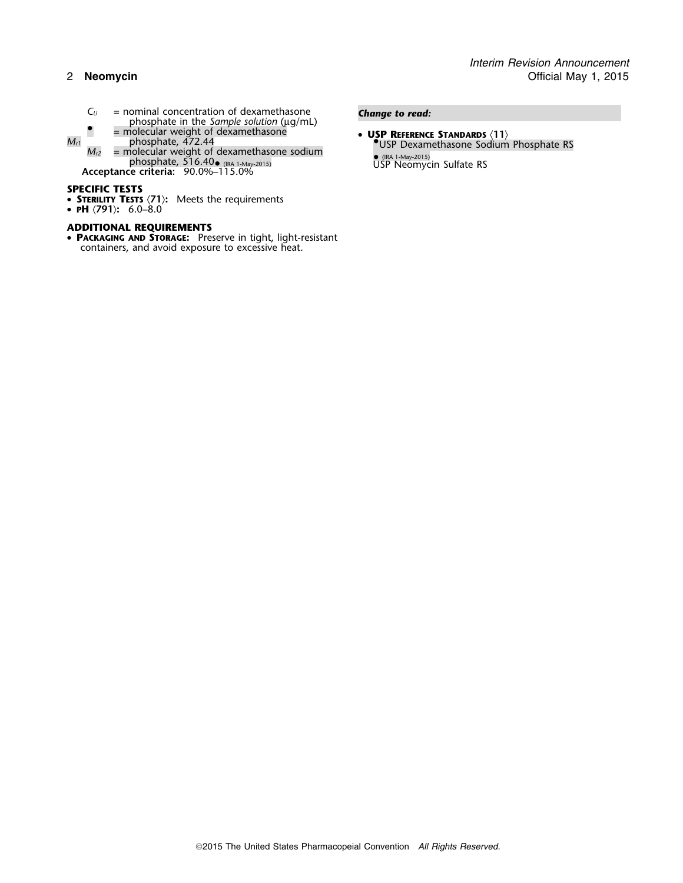$C_U$ = nominal concentration of dexamethasone phosphate in the *Sample solution* (µg/mL)

●$M_{r1}$ = molecular weight of dexamethasone phosphate, 472.44

$M_{r2}$ = molecular weight of dexamethasone sodium phosphate, 516.40● (IRA 1-May-2015)

**Acceptance criteria:** 90.0%–115.0%

### SPECIFIC TESTS

- **STERILITY TESTS ⟨71⟩:** Meets the requirements
- **PH ⟨791⟩:** 6.0–8.0

### ADDITIONAL REQUIREMENTS

- **PACKAGING AND STORAGE:** Preserve in tight, light-resistant containers, and avoid exposure to excessive heat.

***Change to read:***

- **USP REFERENCE STANDARDS ⟨11⟩**
  ●USP Dexamethasone Sodium Phosphate RS
  ● (IRA 1-May-2015)
  USP Neomycin Sulfate RS